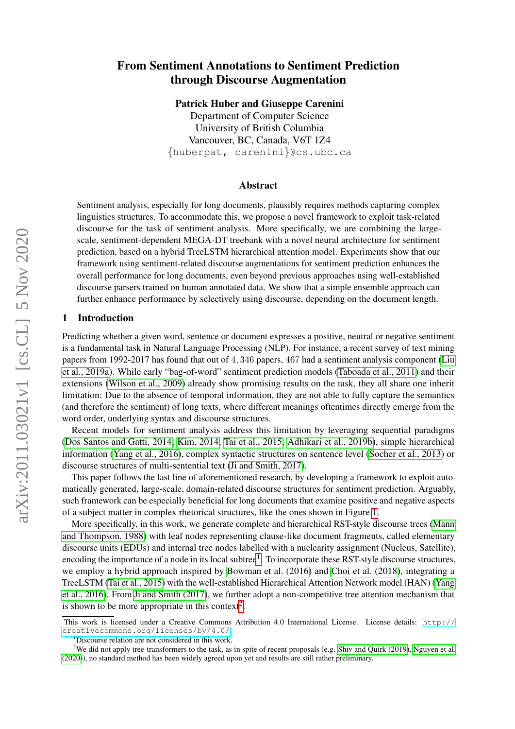# From Sentiment Annotations to Sentiment Prediction through Discourse Augmentation

**Patrick Huber and Giuseppe Carenini**
Department of Computer Science
University of British Columbia
Vancouver, BC, Canada, V6T 1Z4
{huberpat, carenini}@cs.ubc.ca

## Abstract

Sentiment analysis, especially for long documents, plausibly requires methods capturing complex linguistics structures. To accommodate this, we propose a novel framework to exploit task-related discourse for the task of sentiment analysis. More specifically, we are combining the large-scale, sentiment-dependent MEGA-DT treebank with a novel neural architecture for sentiment prediction, based on a hybrid TreeLSTM hierarchical attention model. Experiments show that our framework using sentiment-related discourse augmentations for sentiment prediction enhances the overall performance for long documents, even beyond previous approaches using well-established discourse parsers trained on human annotated data. We show that a simple ensemble approach can further enhance performance by selectively using discourse, depending on the document length.

## 1 Introduction

Predicting whether a given word, sentence or document expresses a positive, neutral or negative sentiment is a fundamental task in Natural Language Processing (NLP). For instance, a recent survey of text mining papers from 1992-2017 has found that out of 4,346 papers, 467 had a sentiment analysis component (Liu et al., 2019a). While early "bag-of-word" sentiment prediction models (Taboada et al., 2011) and their extensions (Wilson et al., 2009) already show promising results on the task, they all share one inherit limitation: Due to the absence of temporal information, they are not able to fully capture the semantics (and therefore the sentiment) of long texts, where different meanings oftentimes directly emerge from the word order, underlying syntax and discourse structures.

Recent models for sentiment analysis address this limitation by leveraging sequential paradigms (Dos Santos and Gatti, 2014; Kim, 2014; Tai et al., 2015; Adhikari et al., 2019b), simple hierarchical information (Yang et al., 2016), complex syntactic structures on sentence level (Socher et al., 2013) or discourse structures of multi-sentential text (Ji and Smith, 2017).

This paper follows the last line of aforementioned research, by developing a framework to exploit automatically generated, large-scale, domain-related discourse structures for sentiment prediction. Arguably, such framework can be especially beneficial for long documents that examine positive and negative aspects of a subject matter in complex rhetorical structures, like the ones shown in Figure 1.

More specifically, in this work, we generate complete and hierarchical RST-style discourse trees (Mann and Thompson, 1988) with leaf nodes representing clause-like document fragments, called elementary discourse units (EDUs) and internal tree nodes labelled with a nuclearity assignment (Nucleus, Satellite), encoding the importance of a node in its local subtree[1]. To incorporate these RST-style discourse structures, we employ a hybrid approach inspired by Bowman et al. (2016) and Choi et al. (2018), integrating a TreeLSTM (Tai et al., 2015) with the well-established Hierarchical Attention Network model (HAN) (Yang et al., 2016). From Ji and Smith (2017), we further adopt a non-competitive tree attention mechanism that is shown to be more appropriate in this context[2].

This work is licensed under a Creative Commons Attribution 4.0 International License. License details: http://creativecommons.org/licenses/by/4.0/

[1]Discourse relation are not considered in this work.

[2]We did not apply tree-transformers to the task, as in spite of recent proposals (e.g. Shiv and Quirk (2019), Nguyen et al. (2020)), no standard method has been widely agreed upon yet and results are still rather preliminary.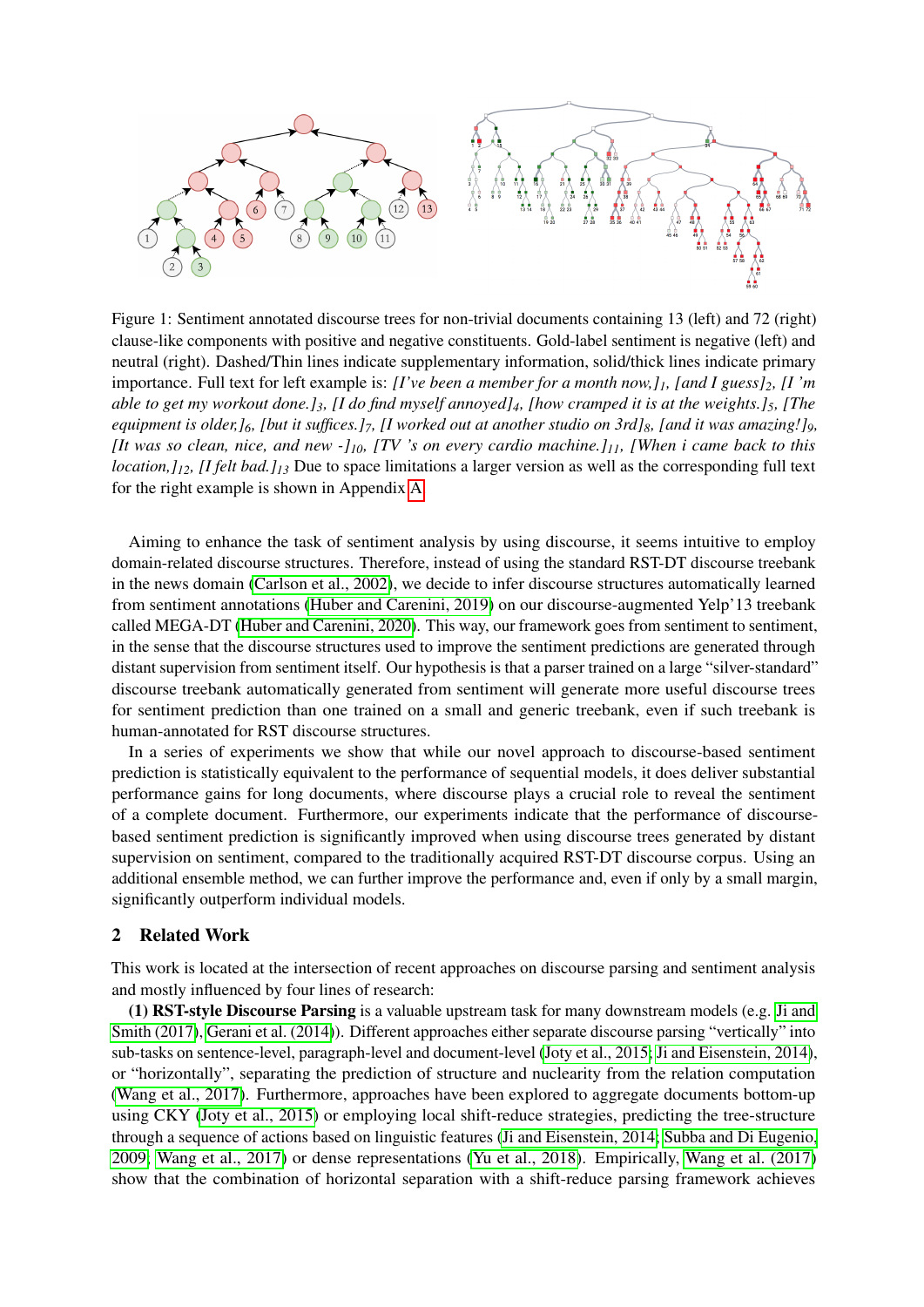Figure 1: Sentiment annotated discourse trees for non-trivial documents containing 13 (left) and 72 (right) clause-like components with positive and negative constituents. Gold-label sentiment is negative (left) and neutral (right). Dashed/Thin lines indicate supplementary information, solid/thick lines indicate primary importance. Full text for left example is: *[I've been a member for a month now,]*$_1$*, [and I guess]*$_2$*, [I 'm able to get my workout done.]*$_3$*, [I do find myself annoyed]*$_4$*, [how cramped it is at the weights.]*$_5$*, [The equipment is older,]*$_6$*, [but it suffices.]*$_7$*, [I worked out at another studio on 3rd]*$_8$*, [and it was amazing!]*$_9$*, [It was so clean, nice, and new -]*$_{10}$*, [TV 's on every cardio machine.]*$_{11}$*, [When i came back to this location,]*$_{12}$*, [I felt bad.]*$_{13}$ Due to space limitations a larger version as well as the corresponding full text for the right example is shown in Appendix A.

Aiming to enhance the task of sentiment analysis by using discourse, it seems intuitive to employ domain-related discourse structures. Therefore, instead of using the standard RST-DT discourse treebank in the news domain (Carlson et al., 2002), we decide to infer discourse structures automatically learned from sentiment annotations (Huber and Carenini, 2019) on our discourse-augmented Yelp'13 treebank called MEGA-DT (Huber and Carenini, 2020). This way, our framework goes from sentiment to sentiment, in the sense that the discourse structures used to improve the sentiment predictions are generated through distant supervision from sentiment itself. Our hypothesis is that a parser trained on a large "silver-standard" discourse treebank automatically generated from sentiment will generate more useful discourse trees for sentiment prediction than one trained on a small and generic treebank, even if such treebank is human-annotated for RST discourse structures.

In a series of experiments we show that while our novel approach to discourse-based sentiment prediction is statistically equivalent to the performance of sequential models, it does deliver substantial performance gains for long documents, where discourse plays a crucial role to reveal the sentiment of a complete document. Furthermore, our experiments indicate that the performance of discourse-based sentiment prediction is significantly improved when using discourse trees generated by distant supervision on sentiment, compared to the traditionally acquired RST-DT discourse corpus. Using an additional ensemble method, we can further improve the performance and, even if only by a small margin, significantly outperform individual models.

## 2 Related Work

This work is located at the intersection of recent approaches on discourse parsing and sentiment analysis and mostly influenced by four lines of research:

**(1) RST-style Discourse Parsing** is a valuable upstream task for many downstream models (e.g. Ji and Smith (2017), Gerani et al. (2014)). Different approaches either separate discourse parsing "vertically" into sub-tasks on sentence-level, paragraph-level and document-level (Joty et al., 2015; Ji and Eisenstein, 2014), or "horizontally", separating the prediction of structure and nuclearity from the relation computation (Wang et al., 2017). Furthermore, approaches have been explored to aggregate documents bottom-up using CKY (Joty et al., 2015) or employing local shift-reduce strategies, predicting the tree-structure through a sequence of actions based on linguistic features (Ji and Eisenstein, 2014; Subba and Di Eugenio, 2009; Wang et al., 2017) or dense representations (Yu et al., 2018). Empirically, Wang et al. (2017) show that the combination of horizontal separation with a shift-reduce parsing framework achieves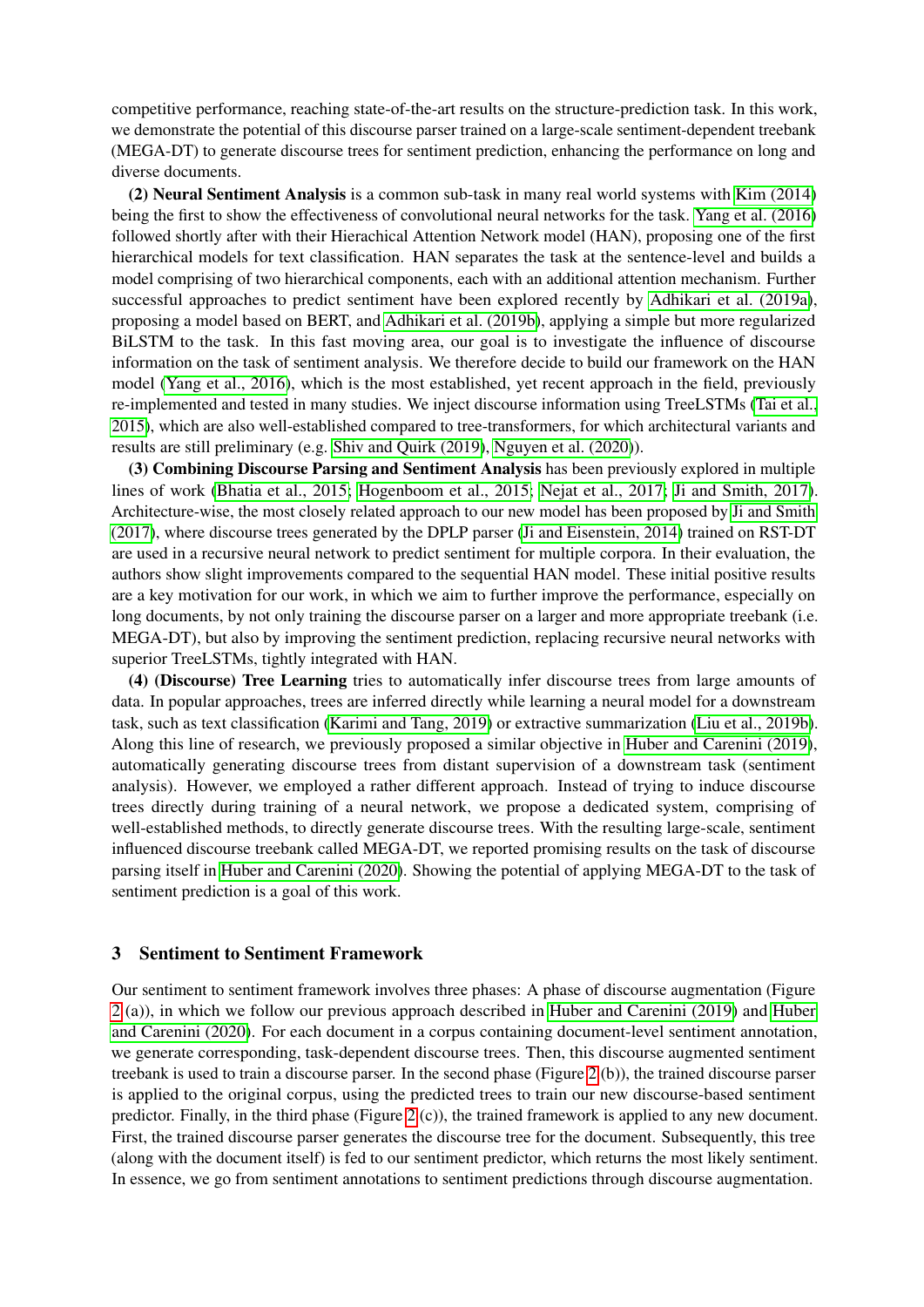competitive performance, reaching state-of-the-art results on the structure-prediction task. In this work, we demonstrate the potential of this discourse parser trained on a large-scale sentiment-dependent treebank (MEGA-DT) to generate discourse trees for sentiment prediction, enhancing the performance on long and diverse documents.

**(2) Neural Sentiment Analysis** is a common sub-task in many real world systems with Kim (2014) being the first to show the effectiveness of convolutional neural networks for the task. Yang et al. (2016) followed shortly after with their Hierachical Attention Network model (HAN), proposing one of the first hierarchical models for text classification. HAN separates the task at the sentence-level and builds a model comprising of two hierarchical components, each with an additional attention mechanism. Further successful approaches to predict sentiment have been explored recently by Adhikari et al. (2019a), proposing a model based on BERT, and Adhikari et al. (2019b), applying a simple but more regularized BiLSTM to the task. In this fast moving area, our goal is to investigate the influence of discourse information on the task of sentiment analysis. We therefore decide to build our framework on the HAN model (Yang et al., 2016), which is the most established, yet recent approach in the field, previously re-implemented and tested in many studies. We inject discourse information using TreeLSTMs (Tai et al., 2015), which are also well-established compared to tree-transformers, for which architectural variants and results are still preliminary (e.g. Shiv and Quirk (2019), Nguyen et al. (2020)).

**(3) Combining Discourse Parsing and Sentiment Analysis** has been previously explored in multiple lines of work (Bhatia et al., 2015; Hogenboom et al., 2015; Nejat et al., 2017; Ji and Smith, 2017). Architecture-wise, the most closely related approach to our new model has been proposed by Ji and Smith (2017), where discourse trees generated by the DPLP parser (Ji and Eisenstein, 2014) trained on RST-DT are used in a recursive neural network to predict sentiment for multiple corpora. In their evaluation, the authors show slight improvements compared to the sequential HAN model. These initial positive results are a key motivation for our work, in which we aim to further improve the performance, especially on long documents, by not only training the discourse parser on a larger and more appropriate treebank (i.e. MEGA-DT), but also by improving the sentiment prediction, replacing recursive neural networks with superior TreeLSTMs, tightly integrated with HAN.

**(4) (Discourse) Tree Learning** tries to automatically infer discourse trees from large amounts of data. In popular approaches, trees are inferred directly while learning a neural model for a downstream task, such as text classification (Karimi and Tang, 2019) or extractive summarization (Liu et al., 2019b). Along this line of research, we previously proposed a similar objective in Huber and Carenini (2019), automatically generating discourse trees from distant supervision of a downstream task (sentiment analysis). However, we employed a rather different approach. Instead of trying to induce discourse trees directly during training of a neural network, we propose a dedicated system, comprising of well-established methods, to directly generate discourse trees. With the resulting large-scale, sentiment influenced discourse treebank called MEGA-DT, we reported promising results on the task of discourse parsing itself in Huber and Carenini (2020). Showing the potential of applying MEGA-DT to the task of sentiment prediction is a goal of this work.

## 3 Sentiment to Sentiment Framework

Our sentiment to sentiment framework involves three phases: A phase of discourse augmentation (Figure 2 (a)), in which we follow our previous approach described in Huber and Carenini (2019) and Huber and Carenini (2020). For each document in a corpus containing document-level sentiment annotation, we generate corresponding, task-dependent discourse trees. Then, this discourse augmented sentiment treebank is used to train a discourse parser. In the second phase (Figure 2 (b)), the trained discourse parser is applied to the original corpus, using the predicted trees to train our new discourse-based sentiment predictor. Finally, in the third phase (Figure 2 (c)), the trained framework is applied to any new document. First, the trained discourse parser generates the discourse tree for the document. Subsequently, this tree (along with the document itself) is fed to our sentiment predictor, which returns the most likely sentiment. In essence, we go from sentiment annotations to sentiment predictions through discourse augmentation.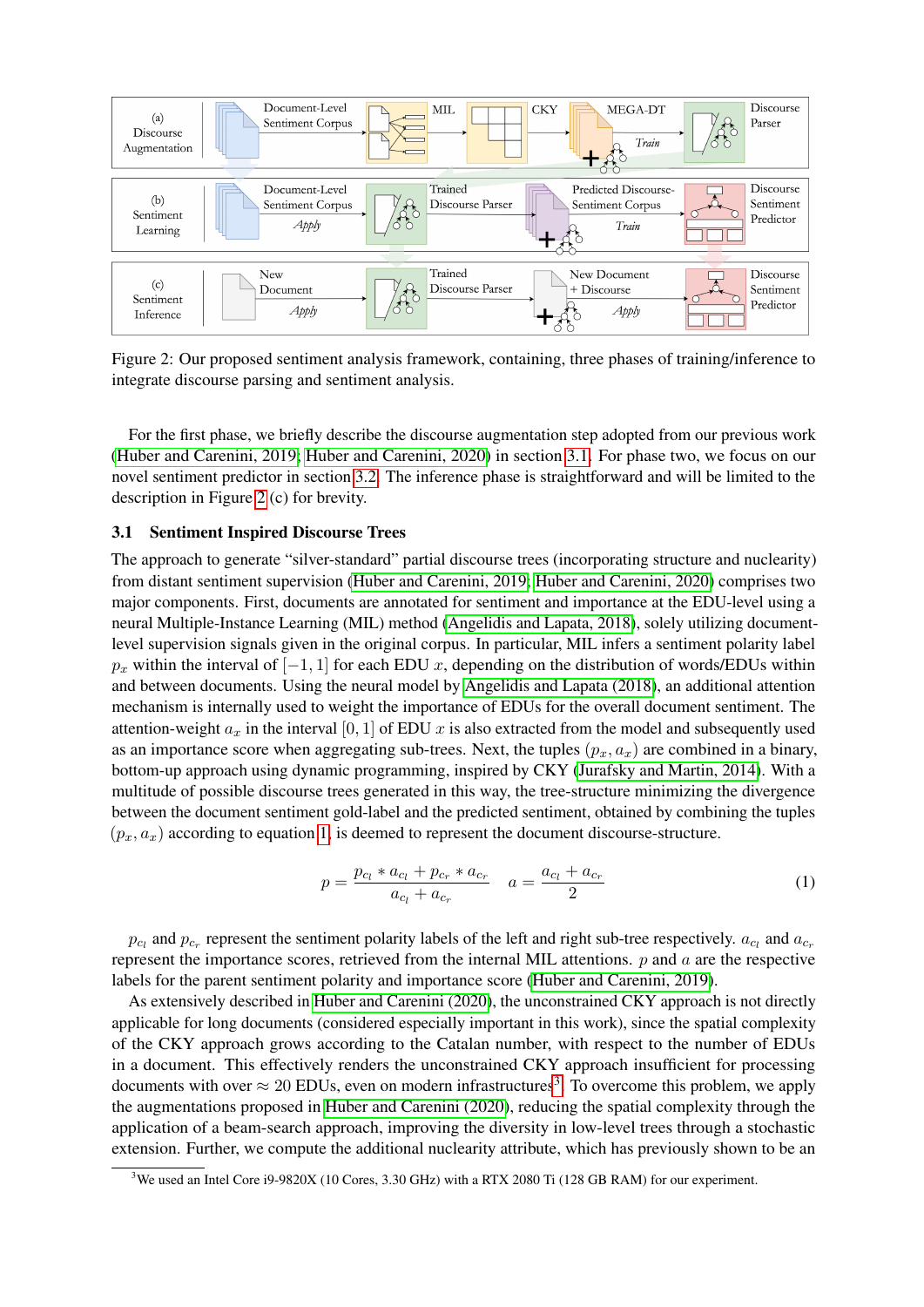Figure 2: Our proposed sentiment analysis framework, containing, three phases of training/inference to integrate discourse parsing and sentiment analysis.

For the first phase, we briefly describe the discourse augmentation step adopted from our previous work (Huber and Carenini, 2019; Huber and Carenini, 2020) in section 3.1. For phase two, we focus on our novel sentiment predictor in section 3.2. The inference phase is straightforward and will be limited to the description in Figure 2 (c) for brevity.

### 3.1 Sentiment Inspired Discourse Trees

The approach to generate "silver-standard" partial discourse trees (incorporating structure and nuclearity) from distant sentiment supervision (Huber and Carenini, 2019; Huber and Carenini, 2020) comprises two major components. First, documents are annotated for sentiment and importance at the EDU-level using a neural Multiple-Instance Learning (MIL) method (Angelidis and Lapata, 2018), solely utilizing document-level supervision signals given in the original corpus. In particular, MIL infers a sentiment polarity label $p_x$ within the interval of $[-1, 1]$ for each EDU $x$, depending on the distribution of words/EDUs within and between documents. Using the neural model by Angelidis and Lapata (2018), an additional attention mechanism is internally used to weight the importance of EDUs for the overall document sentiment. The attention-weight $a_x$ in the interval $[0, 1]$ of EDU $x$ is also extracted from the model and subsequently used as an importance score when aggregating sub-trees. Next, the tuples $(p_x, a_x)$ are combined in a binary, bottom-up approach using dynamic programming, inspired by CKY (Jurafsky and Martin, 2014). With a multitude of possible discourse trees generated in this way, the tree-structure minimizing the divergence between the document sentiment gold-label and the predicted sentiment, obtained by combining the tuples $(p_x, a_x)$ according to equation 1, is deemed to represent the document discourse-structure.

$$p = \frac{p_{c_l} * a_{c_l} + p_{c_r} * a_{c_r}}{a_{c_l} + a_{c_r}} \quad a = \frac{a_{c_l} + a_{c_r}}{2} \tag{1}$$

$p_{c_l}$ and $p_{c_r}$ represent the sentiment polarity labels of the left and right sub-tree respectively. $a_{c_l}$ and $a_{c_r}$ represent the importance scores, retrieved from the internal MIL attentions. $p$ and $a$ are the respective labels for the parent sentiment polarity and importance score (Huber and Carenini, 2019).

As extensively described in Huber and Carenini (2020), the unconstrained CKY approach is not directly applicable for long documents (considered especially important in this work), since the spatial complexity of the CKY approach grows according to the Catalan number, with respect to the number of EDUs in a document. This effectively renders the unconstrained CKY approach insufficient for processing documents with over $\approx 20$ EDUs, even on modern infrastructures[3]. To overcome this problem, we apply the augmentations proposed in Huber and Carenini (2020), reducing the spatial complexity through the application of a beam-search approach, improving the diversity in low-level trees through a stochastic extension. Further, we compute the additional nuclearity attribute, which has previously shown to be an

[3]We used an Intel Core i9-9820X (10 Cores, 3.30 GHz) with a RTX 2080 Ti (128 GB RAM) for our experiment.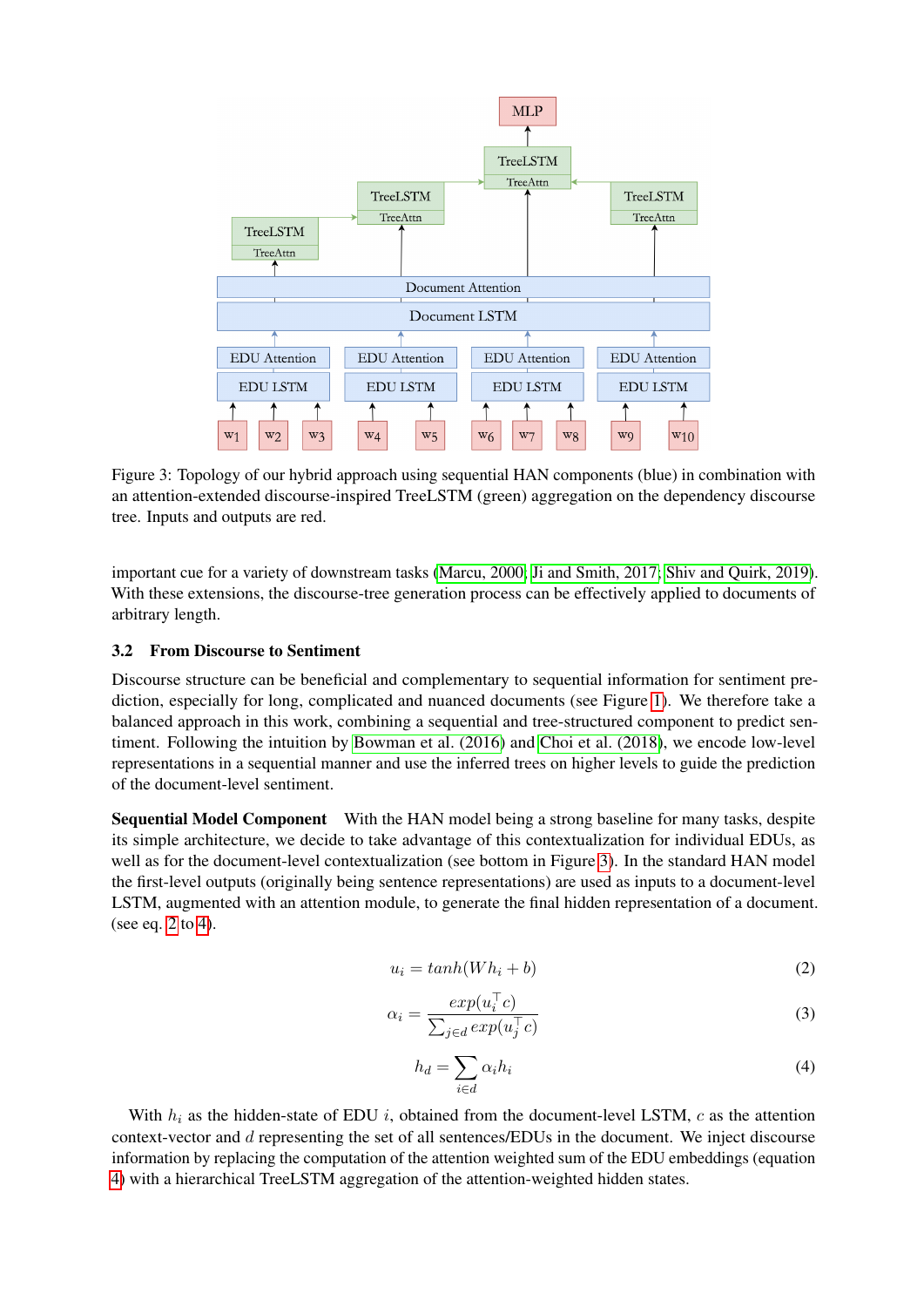Figure 3: Topology of our hybrid approach using sequential HAN components (blue) in combination with an attention-extended discourse-inspired TreeLSTM (green) aggregation on the dependency discourse tree. Inputs and outputs are red.

important cue for a variety of downstream tasks (Marcu, 2000; Ji and Smith, 2017; Shiv and Quirk, 2019). With these extensions, the discourse-tree generation process can be effectively applied to documents of arbitrary length.

### 3.2 From Discourse to Sentiment

Discourse structure can be beneficial and complementary to sequential information for sentiment prediction, especially for long, complicated and nuanced documents (see Figure 1). We therefore take a balanced approach in this work, combining a sequential and tree-structured component to predict sentiment. Following the intuition by Bowman et al. (2016) and Choi et al. (2018), we encode low-level representations in a sequential manner and use the inferred trees on higher levels to guide the prediction of the document-level sentiment.

**Sequential Model Component** With the HAN model being a strong baseline for many tasks, despite its simple architecture, we decide to take advantage of this contextualization for individual EDUs, as well as for the document-level contextualization (see bottom in Figure 3). In the standard HAN model the first-level outputs (originally being sentence representations) are used as inputs to a document-level LSTM, augmented with an attention module, to generate the final hidden representation of a document. (see eq. 2 to 4).

$$u_i = tanh(Wh_i + b) \tag{2}$$

$$\alpha_i = \frac{exp(u_i^\top c)}{\sum_{j \in d} exp(u_j^\top c)} \tag{3}$$

$$h_d = \sum_{i \in d} \alpha_i h_i \tag{4}$$

With $h_i$ as the hidden-state of EDU $i$, obtained from the document-level LSTM, $c$ as the attention context-vector and $d$ representing the set of all sentences/EDUs in the document. We inject discourse information by replacing the computation of the attention weighted sum of the EDU embeddings (equation 4) with a hierarchical TreeLSTM aggregation of the attention-weighted hidden states.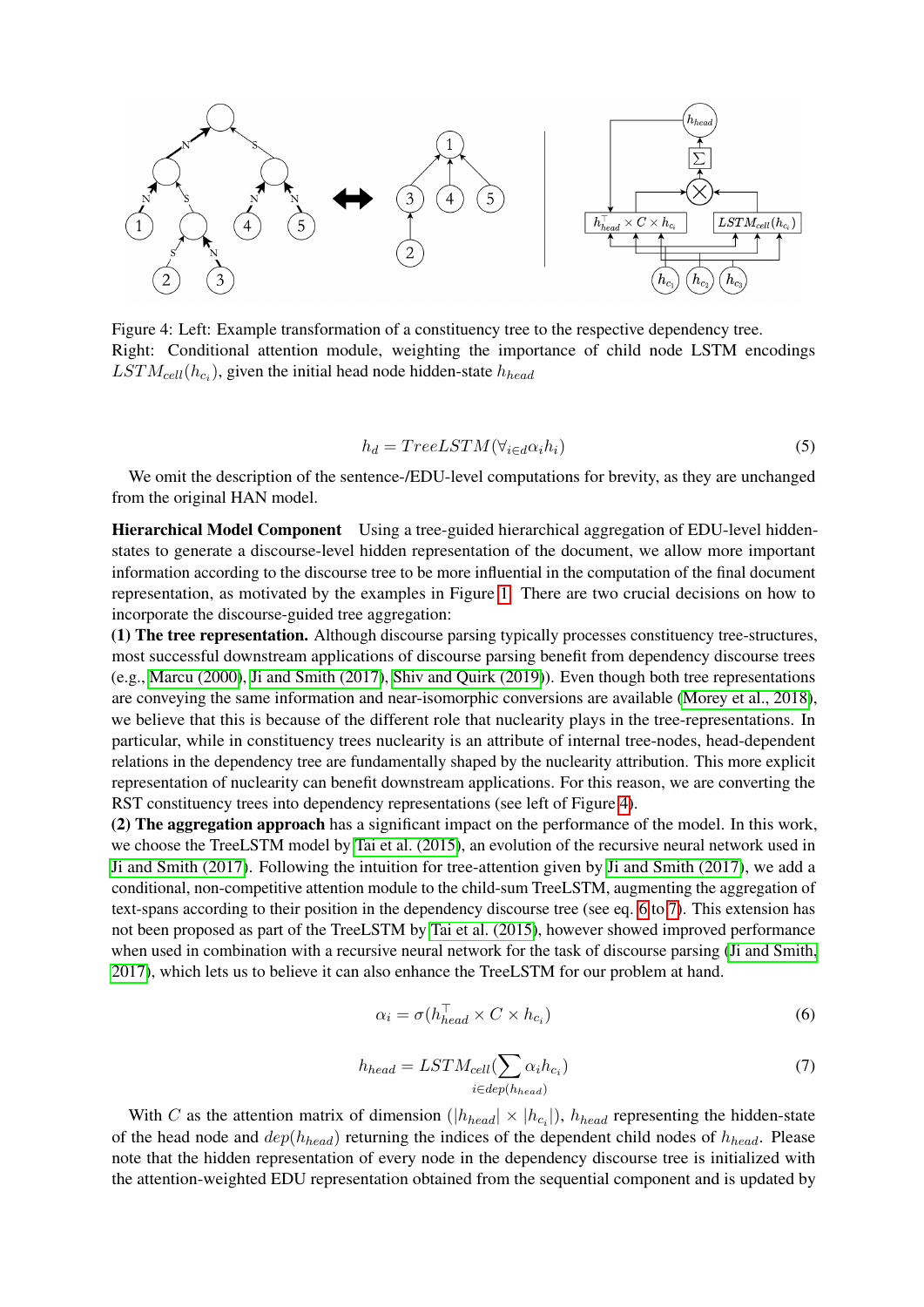Figure 4: Left: Example transformation of a constituency tree to the respective dependency tree. Right: Conditional attention module, weighting the importance of child node LSTM encodings $LSTM_{cell}(h_{c_i})$, given the initial head node hidden-state $h_{head}$

$$h_d = TreeLSTM(\forall_{i \in d} \alpha_i h_i) \tag{5}$$

We omit the description of the sentence-/EDU-level computations for brevity, as they are unchanged from the original HAN model.

**Hierarchical Model Component** Using a tree-guided hierarchical aggregation of EDU-level hidden-states to generate a discourse-level hidden representation of the document, we allow more important information according to the discourse tree to be more influential in the computation of the final document representation, as motivated by the examples in Figure 1. There are two crucial decisions on how to incorporate the discourse-guided tree aggregation:

**(1) The tree representation.** Although discourse parsing typically processes constituency tree-structures, most successful downstream applications of discourse parsing benefit from dependency discourse trees (e.g., Marcu (2000), Ji and Smith (2017), Shiv and Quirk (2019)). Even though both tree representations are conveying the same information and near-isomorphic conversions are available (Morey et al., 2018), we believe that this is because of the different role that nuclearity plays in the tree-representations. In particular, while in constituency trees nuclearity is an attribute of internal tree-nodes, head-dependent relations in the dependency tree are fundamentally shaped by the nuclearity attribution. This more explicit representation of nuclearity can benefit downstream applications. For this reason, we are converting the RST constituency trees into dependency representations (see left of Figure 4).

**(2) The aggregation approach** has a significant impact on the performance of the model. In this work, we choose the TreeLSTM model by Tai et al. (2015), an evolution of the recursive neural network used in Ji and Smith (2017). Following the intuition for tree-attention given by Ji and Smith (2017), we add a conditional, non-competitive attention module to the child-sum TreeLSTM, augmenting the aggregation of text-spans according to their position in the dependency discourse tree (see eq. 6 to 7). This extension has not been proposed as part of the TreeLSTM by Tai et al. (2015), however showed improved performance when used in combination with a recursive neural network for the task of discourse parsing (Ji and Smith, 2017), which lets us to believe it can also enhance the TreeLSTM for our problem at hand.

$$\alpha_i = \sigma(h_{head}^{\top} \times C \times h_{c_i}) \tag{6}$$

$$h_{head} = LSTM_{cell}(\sum_{i \in dep(h_{head})} \alpha_i h_{c_i}) \tag{7}$$

With $C$ as the attention matrix of dimension $(|h_{head}| \times |h_{c_i}|)$, $h_{head}$ representing the hidden-state of the head node and $dep(h_{head})$ returning the indices of the dependent child nodes of $h_{head}$. Please note that the hidden representation of every node in the dependency discourse tree is initialized with the attention-weighted EDU representation obtained from the sequential component and is updated by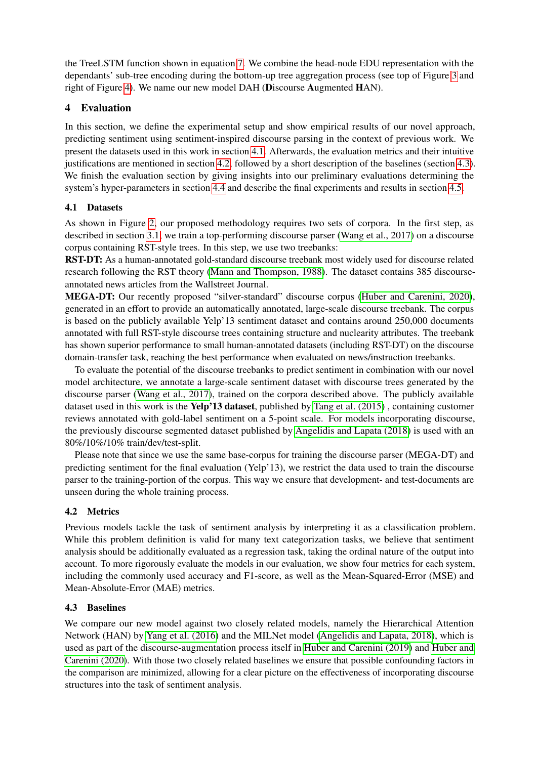the TreeLSTM function shown in equation 7. We combine the head-node EDU representation with the dependants' sub-tree encoding during the bottom-up tree aggregation process (see top of Figure 3 and right of Figure 4). We name our new model DAH (**D**iscourse **A**ugmented **H**AN).

## 4 Evaluation

In this section, we define the experimental setup and show empirical results of our novel approach, predicting sentiment using sentiment-inspired discourse parsing in the context of previous work. We present the datasets used in this work in section 4.1. Afterwards, the evaluation metrics and their intuitive justifications are mentioned in section 4.2, followed by a short description of the baselines (section 4.3). We finish the evaluation section by giving insights into our preliminary evaluations determining the system's hyper-parameters in section 4.4 and describe the final experiments and results in section 4.5.

### 4.1 Datasets

As shown in Figure 2, our proposed methodology requires two sets of corpora. In the first step, as described in section 3.1, we train a top-performing discourse parser (Wang et al., 2017) on a discourse corpus containing RST-style trees. In this step, we use two treebanks:

**RST-DT:** As a human-annotated gold-standard discourse treebank most widely used for discourse related research following the RST theory (Mann and Thompson, 1988). The dataset contains 385 discourse-annotated news articles from the Wallstreet Journal.

**MEGA-DT:** Our recently proposed "silver-standard" discourse corpus (Huber and Carenini, 2020), generated in an effort to provide an automatically annotated, large-scale discourse treebank. The corpus is based on the publicly available Yelp'13 sentiment dataset and contains around 250,000 documents annotated with full RST-style discourse trees containing structure and nuclearity attributes. The treebank has shown superior performance to small human-annotated datasets (including RST-DT) on the discourse domain-transfer task, reaching the best performance when evaluated on news/instruction treebanks.

To evaluate the potential of the discourse treebanks to predict sentiment in combination with our novel model architecture, we annotate a large-scale sentiment dataset with discourse trees generated by the discourse parser (Wang et al., 2017), trained on the corpora described above. The publicly available dataset used in this work is the **Yelp'13 dataset**, published by Tang et al. (2015) , containing customer reviews annotated with gold-label sentiment on a 5-point scale. For models incorporating discourse, the previously discourse segmented dataset published by Angelidis and Lapata (2018) is used with an 80%/10%/10% train/dev/test-split.

Please note that since we use the same base-corpus for training the discourse parser (MEGA-DT) and predicting sentiment for the final evaluation (Yelp'13), we restrict the data used to train the discourse parser to the training-portion of the corpus. This way we ensure that development- and test-documents are unseen during the whole training process.

### 4.2 Metrics

Previous models tackle the task of sentiment analysis by interpreting it as a classification problem. While this problem definition is valid for many text categorization tasks, we believe that sentiment analysis should be additionally evaluated as a regression task, taking the ordinal nature of the output into account. To more rigorously evaluate the models in our evaluation, we show four metrics for each system, including the commonly used accuracy and F1-score, as well as the Mean-Squared-Error (MSE) and Mean-Absolute-Error (MAE) metrics.

### 4.3 Baselines

We compare our new model against two closely related models, namely the Hierarchical Attention Network (HAN) by Yang et al. (2016) and the MILNet model (Angelidis and Lapata, 2018), which is used as part of the discourse-augmentation process itself in Huber and Carenini (2019) and Huber and Carenini (2020). With those two closely related baselines we ensure that possible confounding factors in the comparison are minimized, allowing for a clear picture on the effectiveness of incorporating discourse structures into the task of sentiment analysis.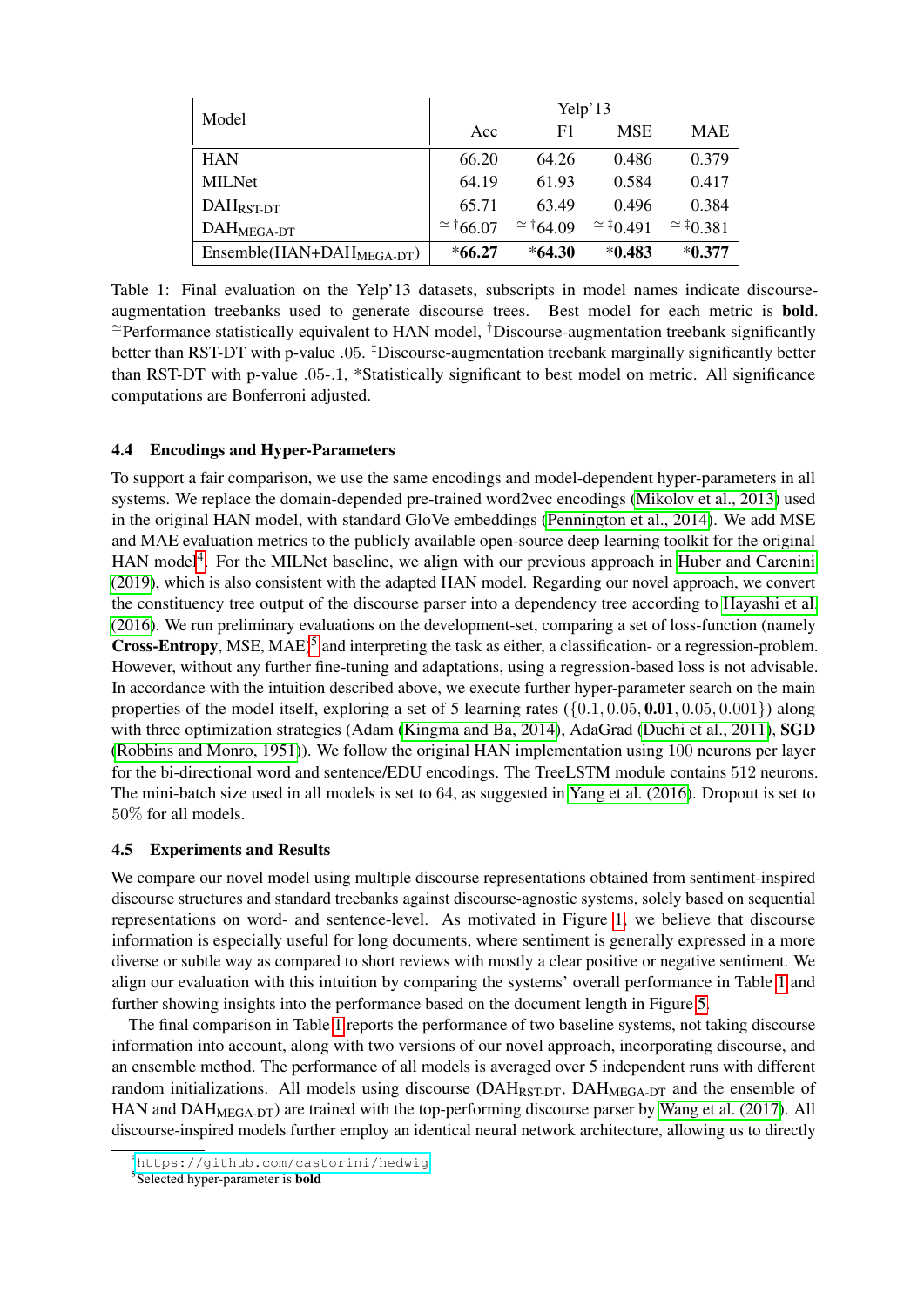| Model | Yelp'13 | | | |
|---|---|---|---|---|
| | Acc | F1 | MSE | MAE |
| HAN | 66.20 | 64.26 | 0.486 | 0.379 |
| MILNet | 64.19 | 61.93 | 0.584 | 0.417 |
| DAH$_{\text{RST-DT}}$ | 65.71 | 63.49 | 0.496 | 0.384 |
| DAH$_{\text{MEGA-DT}}$ | $\simeq$ $^{\dagger}$66.07 | $\simeq$ $^{\dagger}$64.09 | $\simeq$ $^{\ddagger}$0.491 | $\simeq$ $^{\ddagger}$0.381 |
| Ensemble(HAN+DAH$_{\text{MEGA-DT}}$) | ***66.27** | ***64.30** | ***0.483** | ***0.377** |

Table 1: Final evaluation on the Yelp'13 datasets, subscripts in model names indicate discourse-augmentation treebanks used to generate discourse trees. Best model for each metric is **bold**. $^{\simeq}$Performance statistically equivalent to HAN model, $^{\dagger}$Discourse-augmentation treebank significantly better than RST-DT with p-value .05. $^{\ddagger}$Discourse-augmentation treebank marginally significantly better than RST-DT with p-value .05-.1, *Statistically significant to best model on metric. All significance computations are Bonferroni adjusted.

### 4.4 Encodings and Hyper-Parameters

To support a fair comparison, we use the same encodings and model-dependent hyper-parameters in all systems. We replace the domain-depended pre-trained word2vec encodings (Mikolov et al., 2013) used in the original HAN model, with standard GloVe embeddings (Pennington et al., 2014). We add MSE and MAE evaluation metrics to the publicly available open-source deep learning toolkit for the original HAN model[4]. For the MILNet baseline, we align with our previous approach in Huber and Carenini (2019), which is also consistent with the adapted HAN model. Regarding our novel approach, we convert the constituency tree output of the discourse parser into a dependency tree according to Hayashi et al. (2016). We run preliminary evaluations on the development-set, comparing a set of loss-function (namely **Cross-Entropy**, MSE, MAE)[5] and interpreting the task as either, a classification- or a regression-problem. However, without any further fine-tuning and adaptations, using a regression-based loss is not advisable. In accordance with the intuition described above, we execute further hyper-parameter search on the main properties of the model itself, exploring a set of 5 learning rates ($\{0.1, 0.05, \mathbf{0.01}, 0.05, 0.001\}$) along with three optimization strategies (Adam (Kingma and Ba, 2014), AdaGrad (Duchi et al., 2011), **SGD** (Robbins and Monro, 1951)). We follow the original HAN implementation using 100 neurons per layer for the bi-directional word and sentence/EDU encodings. The TreeLSTM module contains 512 neurons. The mini-batch size used in all models is set to 64, as suggested in Yang et al. (2016). Dropout is set to 50% for all models.

### 4.5 Experiments and Results

We compare our novel model using multiple discourse representations obtained from sentiment-inspired discourse structures and standard treebanks against discourse-agnostic systems, solely based on sequential representations on word- and sentence-level. As motivated in Figure 1, we believe that discourse information is especially useful for long documents, where sentiment is generally expressed in a more diverse or subtle way as compared to short reviews with mostly a clear positive or negative sentiment. We align our evaluation with this intuition by comparing the systems' overall performance in Table 1 and further showing insights into the performance based on the document length in Figure 5.

The final comparison in Table 1 reports the performance of two baseline systems, not taking discourse information into account, along with two versions of our novel approach, incorporating discourse, and an ensemble method. The performance of all models is averaged over 5 independent runs with different random initializations. All models using discourse (DAH$_{\text{RST-DT}}$, DAH$_{\text{MEGA-DT}}$ and the ensemble of HAN and DAH$_{\text{MEGA-DT}}$) are trained with the top-performing discourse parser by Wang et al. (2017). All discourse-inspired models further employ an identical neural network architecture, allowing us to directly

[4] https://github.com/castorini/hedwig

[5] Selected hyper-parameter is **bold**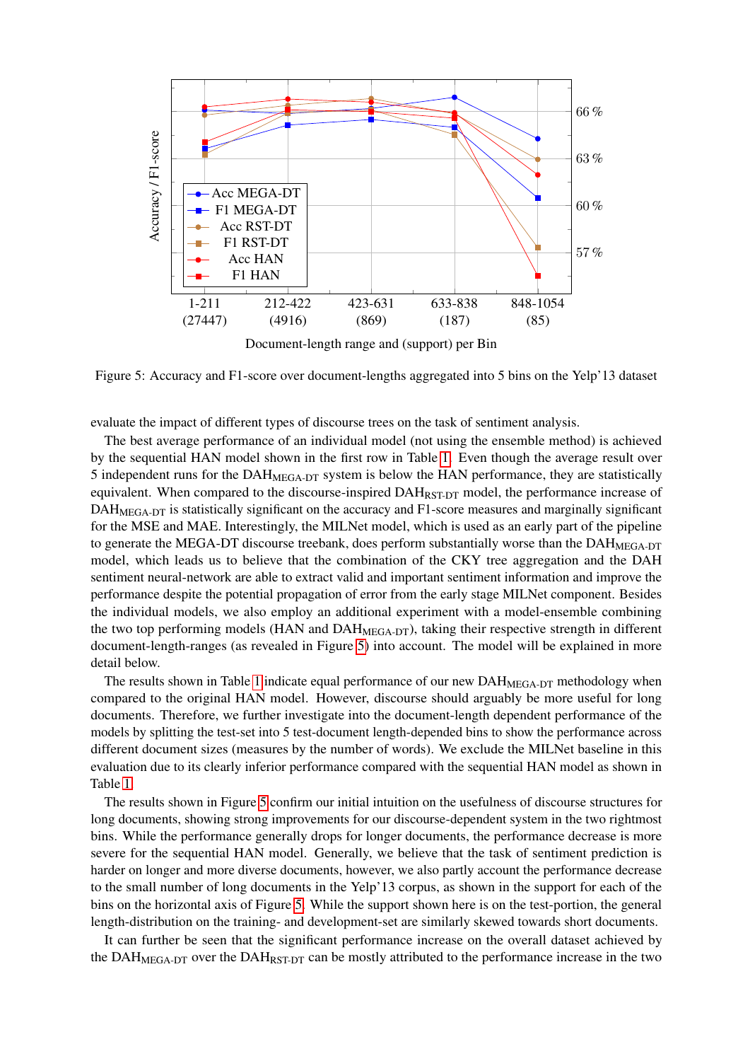Figure 5: Accuracy and F1-score over document-lengths aggregated into 5 bins on the Yelp'13 dataset

evaluate the impact of different types of discourse trees on the task of sentiment analysis.

The best average performance of an individual model (not using the ensemble method) is achieved by the sequential HAN model shown in the first row in Table 1. Even though the average result over 5 independent runs for the $\text{DAH}_{\text{MEGA-DT}}$ system is below the HAN performance, they are statistically equivalent. When compared to the discourse-inspired $\text{DAH}_{\text{RST-DT}}$ model, the performance increase of $\text{DAH}_{\text{MEGA-DT}}$ is statistically significant on the accuracy and F1-score measures and marginally significant for the MSE and MAE. Interestingly, the MILNet model, which is used as an early part of the pipeline to generate the MEGA-DT discourse treebank, does perform substantially worse than the $\text{DAH}_{\text{MEGA-DT}}$ model, which leads us to believe that the combination of the CKY tree aggregation and the DAH sentiment neural-network are able to extract valid and important sentiment information and improve the performance despite the potential propagation of error from the early stage MILNet component. Besides the individual models, we also employ an additional experiment with a model-ensemble combining the two top performing models (HAN and $\text{DAH}_{\text{MEGA-DT}}$), taking their respective strength in different document-length-ranges (as revealed in Figure 5) into account. The model will be explained in more detail below.

The results shown in Table 1 indicate equal performance of our new $\text{DAH}_{\text{MEGA-DT}}$ methodology when compared to the original HAN model. However, discourse should arguably be more useful for long documents. Therefore, we further investigate into the document-length dependent performance of the models by splitting the test-set into 5 test-document length-depended bins to show the performance across different document sizes (measures by the number of words). We exclude the MILNet baseline in this evaluation due to its clearly inferior performance compared with the sequential HAN model as shown in Table 1.

The results shown in Figure 5 confirm our initial intuition on the usefulness of discourse structures for long documents, showing strong improvements for our discourse-dependent system in the two rightmost bins. While the performance generally drops for longer documents, the performance decrease is more severe for the sequential HAN model. Generally, we believe that the task of sentiment prediction is harder on longer and more diverse documents, however, we also partly account the performance decrease to the small number of long documents in the Yelp'13 corpus, as shown in the support for each of the bins on the horizontal axis of Figure 5. While the support shown here is on the test-portion, the general length-distribution on the training- and development-set are similarly skewed towards short documents.

It can further be seen that the significant performance increase on the overall dataset achieved by the $\text{DAH}_{\text{MEGA-DT}}$ over the $\text{DAH}_{\text{RST-DT}}$ can be mostly attributed to the performance increase in the two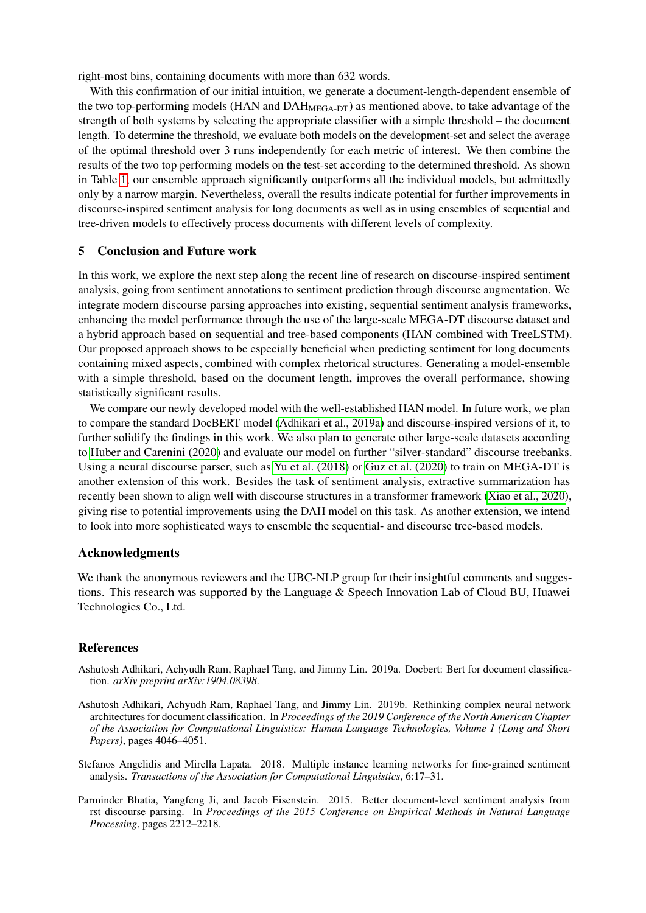right-most bins, containing documents with more than 632 words.

With this confirmation of our initial intuition, we generate a document-length-dependent ensemble of the two top-performing models (HAN and $\text{DAH}_{\text{MEGA-DT}}$) as mentioned above, to take advantage of the strength of both systems by selecting the appropriate classifier with a simple threshold – the document length. To determine the threshold, we evaluate both models on the development-set and select the average of the optimal threshold over 3 runs independently for each metric of interest. We then combine the results of the two top performing models on the test-set according to the determined threshold. As shown in Table 1, our ensemble approach significantly outperforms all the individual models, but admittedly only by a narrow margin. Nevertheless, overall the results indicate potential for further improvements in discourse-inspired sentiment analysis for long documents as well as in using ensembles of sequential and tree-driven models to effectively process documents with different levels of complexity.

## 5 Conclusion and Future work

In this work, we explore the next step along the recent line of research on discourse-inspired sentiment analysis, going from sentiment annotations to sentiment prediction through discourse augmentation. We integrate modern discourse parsing approaches into existing, sequential sentiment analysis frameworks, enhancing the model performance through the use of the large-scale MEGA-DT discourse dataset and a hybrid approach based on sequential and tree-based components (HAN combined with TreeLSTM). Our proposed approach shows to be especially beneficial when predicting sentiment for long documents containing mixed aspects, combined with complex rhetorical structures. Generating a model-ensemble with a simple threshold, based on the document length, improves the overall performance, showing statistically significant results.

We compare our newly developed model with the well-established HAN model. In future work, we plan to compare the standard DocBERT model (Adhikari et al., 2019a) and discourse-inspired versions of it, to further solidify the findings in this work. We also plan to generate other large-scale datasets according to Huber and Carenini (2020) and evaluate our model on further "silver-standard" discourse treebanks. Using a neural discourse parser, such as Yu et al. (2018) or Guz et al. (2020) to train on MEGA-DT is another extension of this work. Besides the task of sentiment analysis, extractive summarization has recently been shown to align well with discourse structures in a transformer framework (Xiao et al., 2020), giving rise to potential improvements using the DAH model on this task. As another extension, we intend to look into more sophisticated ways to ensemble the sequential- and discourse tree-based models.

## Acknowledgments

We thank the anonymous reviewers and the UBC-NLP group for their insightful comments and suggestions. This research was supported by the Language & Speech Innovation Lab of Cloud BU, Huawei Technologies Co., Ltd.

## References

Ashutosh Adhikari, Achyudh Ram, Raphael Tang, and Jimmy Lin. 2019a. Docbert: Bert for document classification. *arXiv preprint arXiv:1904.08398*.

Ashutosh Adhikari, Achyudh Ram, Raphael Tang, and Jimmy Lin. 2019b. Rethinking complex neural network architectures for document classification. In *Proceedings of the 2019 Conference of the North American Chapter of the Association for Computational Linguistics: Human Language Technologies, Volume 1 (Long and Short Papers)*, pages 4046–4051.

Stefanos Angelidis and Mirella Lapata. 2018. Multiple instance learning networks for fine-grained sentiment analysis. *Transactions of the Association for Computational Linguistics*, 6:17–31.

Parminder Bhatia, Yangfeng Ji, and Jacob Eisenstein. 2015. Better document-level sentiment analysis from rst discourse parsing. In *Proceedings of the 2015 Conference on Empirical Methods in Natural Language Processing*, pages 2212–2218.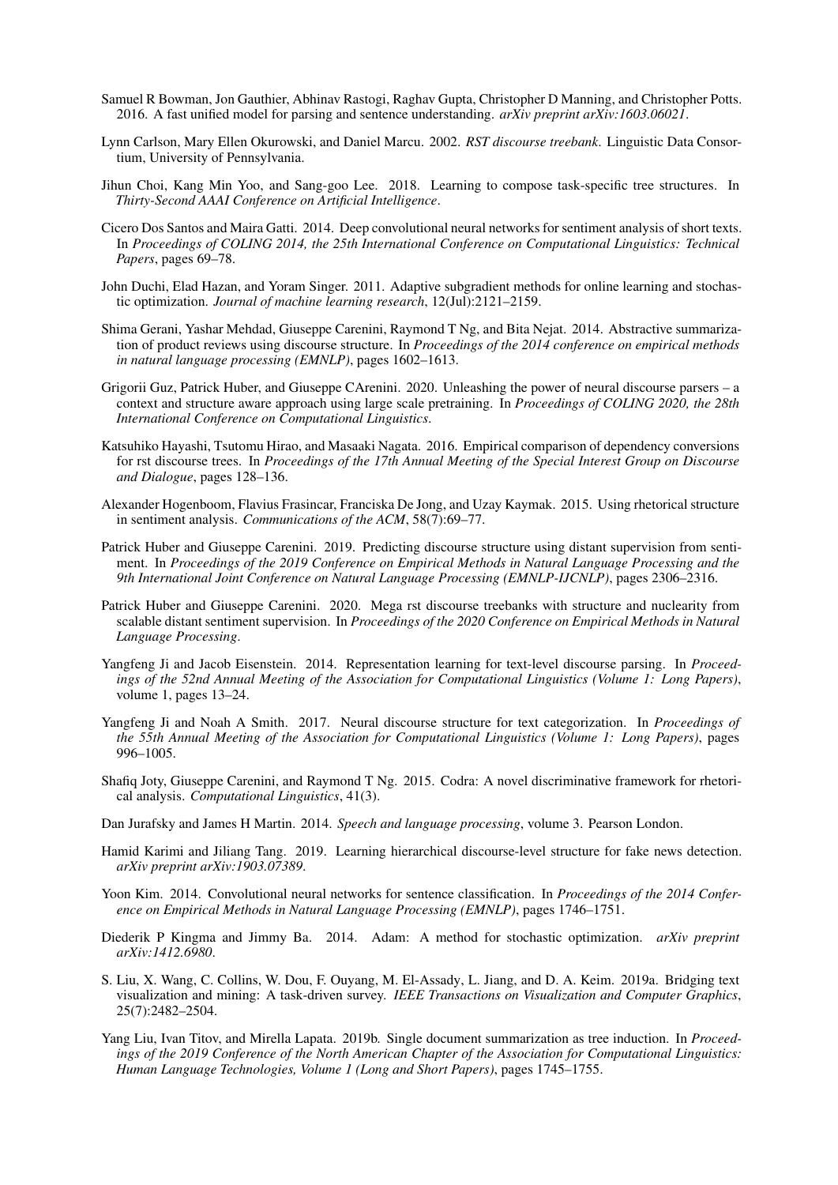Samuel R Bowman, Jon Gauthier, Abhinav Rastogi, Raghav Gupta, Christopher D Manning, and Christopher Potts. 2016. A fast unified model for parsing and sentence understanding. *arXiv preprint arXiv:1603.06021*.

Lynn Carlson, Mary Ellen Okurowski, and Daniel Marcu. 2002. *RST discourse treebank*. Linguistic Data Consortium, University of Pennsylvania.

Jihun Choi, Kang Min Yoo, and Sang-goo Lee. 2018. Learning to compose task-specific tree structures. In *Thirty-Second AAAI Conference on Artificial Intelligence*.

Cicero Dos Santos and Maira Gatti. 2014. Deep convolutional neural networks for sentiment analysis of short texts. In *Proceedings of COLING 2014, the 25th International Conference on Computational Linguistics: Technical Papers*, pages 69–78.

John Duchi, Elad Hazan, and Yoram Singer. 2011. Adaptive subgradient methods for online learning and stochastic optimization. *Journal of machine learning research*, 12(Jul):2121–2159.

Shima Gerani, Yashar Mehdad, Giuseppe Carenini, Raymond T Ng, and Bita Nejat. 2014. Abstractive summarization of product reviews using discourse structure. In *Proceedings of the 2014 conference on empirical methods in natural language processing (EMNLP)*, pages 1602–1613.

Grigorii Guz, Patrick Huber, and Giuseppe CArenini. 2020. Unleashing the power of neural discourse parsers – a context and structure aware approach using large scale pretraining. In *Proceedings of COLING 2020, the 28th International Conference on Computational Linguistics*.

Katsuhiko Hayashi, Tsutomu Hirao, and Masaaki Nagata. 2016. Empirical comparison of dependency conversions for rst discourse trees. In *Proceedings of the 17th Annual Meeting of the Special Interest Group on Discourse and Dialogue*, pages 128–136.

Alexander Hogenboom, Flavius Frasincar, Franciska De Jong, and Uzay Kaymak. 2015. Using rhetorical structure in sentiment analysis. *Communications of the ACM*, 58(7):69–77.

Patrick Huber and Giuseppe Carenini. 2019. Predicting discourse structure using distant supervision from sentiment. In *Proceedings of the 2019 Conference on Empirical Methods in Natural Language Processing and the 9th International Joint Conference on Natural Language Processing (EMNLP-IJCNLP)*, pages 2306–2316.

Patrick Huber and Giuseppe Carenini. 2020. Mega rst discourse treebanks with structure and nuclearity from scalable distant sentiment supervision. In *Proceedings of the 2020 Conference on Empirical Methods in Natural Language Processing*.

Yangfeng Ji and Jacob Eisenstein. 2014. Representation learning for text-level discourse parsing. In *Proceedings of the 52nd Annual Meeting of the Association for Computational Linguistics (Volume 1: Long Papers)*, volume 1, pages 13–24.

Yangfeng Ji and Noah A Smith. 2017. Neural discourse structure for text categorization. In *Proceedings of the 55th Annual Meeting of the Association for Computational Linguistics (Volume 1: Long Papers)*, pages 996–1005.

Shafiq Joty, Giuseppe Carenini, and Raymond T Ng. 2015. Codra: A novel discriminative framework for rhetorical analysis. *Computational Linguistics*, 41(3).

Dan Jurafsky and James H Martin. 2014. *Speech and language processing*, volume 3. Pearson London.

Hamid Karimi and Jiliang Tang. 2019. Learning hierarchical discourse-level structure for fake news detection. *arXiv preprint arXiv:1903.07389*.

Yoon Kim. 2014. Convolutional neural networks for sentence classification. In *Proceedings of the 2014 Conference on Empirical Methods in Natural Language Processing (EMNLP)*, pages 1746–1751.

Diederik P Kingma and Jimmy Ba. 2014. Adam: A method for stochastic optimization. *arXiv preprint arXiv:1412.6980*.

S. Liu, X. Wang, C. Collins, W. Dou, F. Ouyang, M. El-Assady, L. Jiang, and D. A. Keim. 2019a. Bridging text visualization and mining: A task-driven survey. *IEEE Transactions on Visualization and Computer Graphics*, 25(7):2482–2504.

Yang Liu, Ivan Titov, and Mirella Lapata. 2019b. Single document summarization as tree induction. In *Proceedings of the 2019 Conference of the North American Chapter of the Association for Computational Linguistics: Human Language Technologies, Volume 1 (Long and Short Papers)*, pages 1745–1755.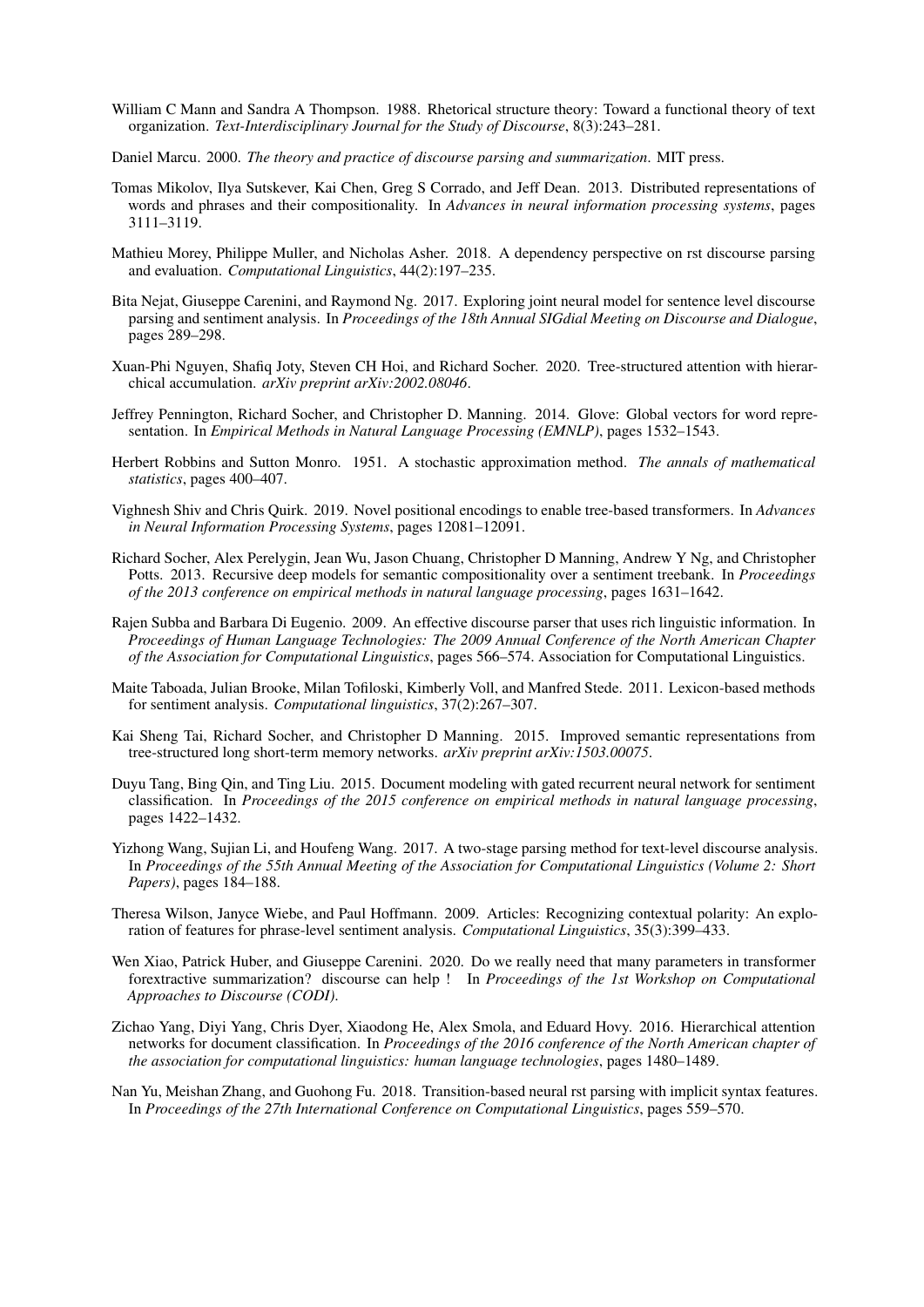William C Mann and Sandra A Thompson. 1988. Rhetorical structure theory: Toward a functional theory of text organization. *Text-Interdisciplinary Journal for the Study of Discourse*, 8(3):243–281.

Daniel Marcu. 2000. *The theory and practice of discourse parsing and summarization*. MIT press.

Tomas Mikolov, Ilya Sutskever, Kai Chen, Greg S Corrado, and Jeff Dean. 2013. Distributed representations of words and phrases and their compositionality. In *Advances in neural information processing systems*, pages 3111–3119.

Mathieu Morey, Philippe Muller, and Nicholas Asher. 2018. A dependency perspective on rst discourse parsing and evaluation. *Computational Linguistics*, 44(2):197–235.

Bita Nejat, Giuseppe Carenini, and Raymond Ng. 2017. Exploring joint neural model for sentence level discourse parsing and sentiment analysis. In *Proceedings of the 18th Annual SIGdial Meeting on Discourse and Dialogue*, pages 289–298.

Xuan-Phi Nguyen, Shafiq Joty, Steven CH Hoi, and Richard Socher. 2020. Tree-structured attention with hierarchical accumulation. *arXiv preprint arXiv:2002.08046*.

Jeffrey Pennington, Richard Socher, and Christopher D. Manning. 2014. Glove: Global vectors for word representation. In *Empirical Methods in Natural Language Processing (EMNLP)*, pages 1532–1543.

Herbert Robbins and Sutton Monro. 1951. A stochastic approximation method. *The annals of mathematical statistics*, pages 400–407.

Vighnesh Shiv and Chris Quirk. 2019. Novel positional encodings to enable tree-based transformers. In *Advances in Neural Information Processing Systems*, pages 12081–12091.

Richard Socher, Alex Perelygin, Jean Wu, Jason Chuang, Christopher D Manning, Andrew Y Ng, and Christopher Potts. 2013. Recursive deep models for semantic compositionality over a sentiment treebank. In *Proceedings of the 2013 conference on empirical methods in natural language processing*, pages 1631–1642.

Rajen Subba and Barbara Di Eugenio. 2009. An effective discourse parser that uses rich linguistic information. In *Proceedings of Human Language Technologies: The 2009 Annual Conference of the North American Chapter of the Association for Computational Linguistics*, pages 566–574. Association for Computational Linguistics.

Maite Taboada, Julian Brooke, Milan Tofiloski, Kimberly Voll, and Manfred Stede. 2011. Lexicon-based methods for sentiment analysis. *Computational linguistics*, 37(2):267–307.

Kai Sheng Tai, Richard Socher, and Christopher D Manning. 2015. Improved semantic representations from tree-structured long short-term memory networks. *arXiv preprint arXiv:1503.00075*.

Duyu Tang, Bing Qin, and Ting Liu. 2015. Document modeling with gated recurrent neural network for sentiment classification. In *Proceedings of the 2015 conference on empirical methods in natural language processing*, pages 1422–1432.

Yizhong Wang, Sujian Li, and Houfeng Wang. 2017. A two-stage parsing method for text-level discourse analysis. In *Proceedings of the 55th Annual Meeting of the Association for Computational Linguistics (Volume 2: Short Papers)*, pages 184–188.

Theresa Wilson, Janyce Wiebe, and Paul Hoffmann. 2009. Articles: Recognizing contextual polarity: An exploration of features for phrase-level sentiment analysis. *Computational Linguistics*, 35(3):399–433.

Wen Xiao, Patrick Huber, and Giuseppe Carenini. 2020. Do we really need that many parameters in transformer forextractive summarization? discourse can help ! In *Proceedings of the 1st Workshop on Computational Approaches to Discourse (CODI)*.

Zichao Yang, Diyi Yang, Chris Dyer, Xiaodong He, Alex Smola, and Eduard Hovy. 2016. Hierarchical attention networks for document classification. In *Proceedings of the 2016 conference of the North American chapter of the association for computational linguistics: human language technologies*, pages 1480–1489.

Nan Yu, Meishan Zhang, and Guohong Fu. 2018. Transition-based neural rst parsing with implicit syntax features. In *Proceedings of the 27th International Conference on Computational Linguistics*, pages 559–570.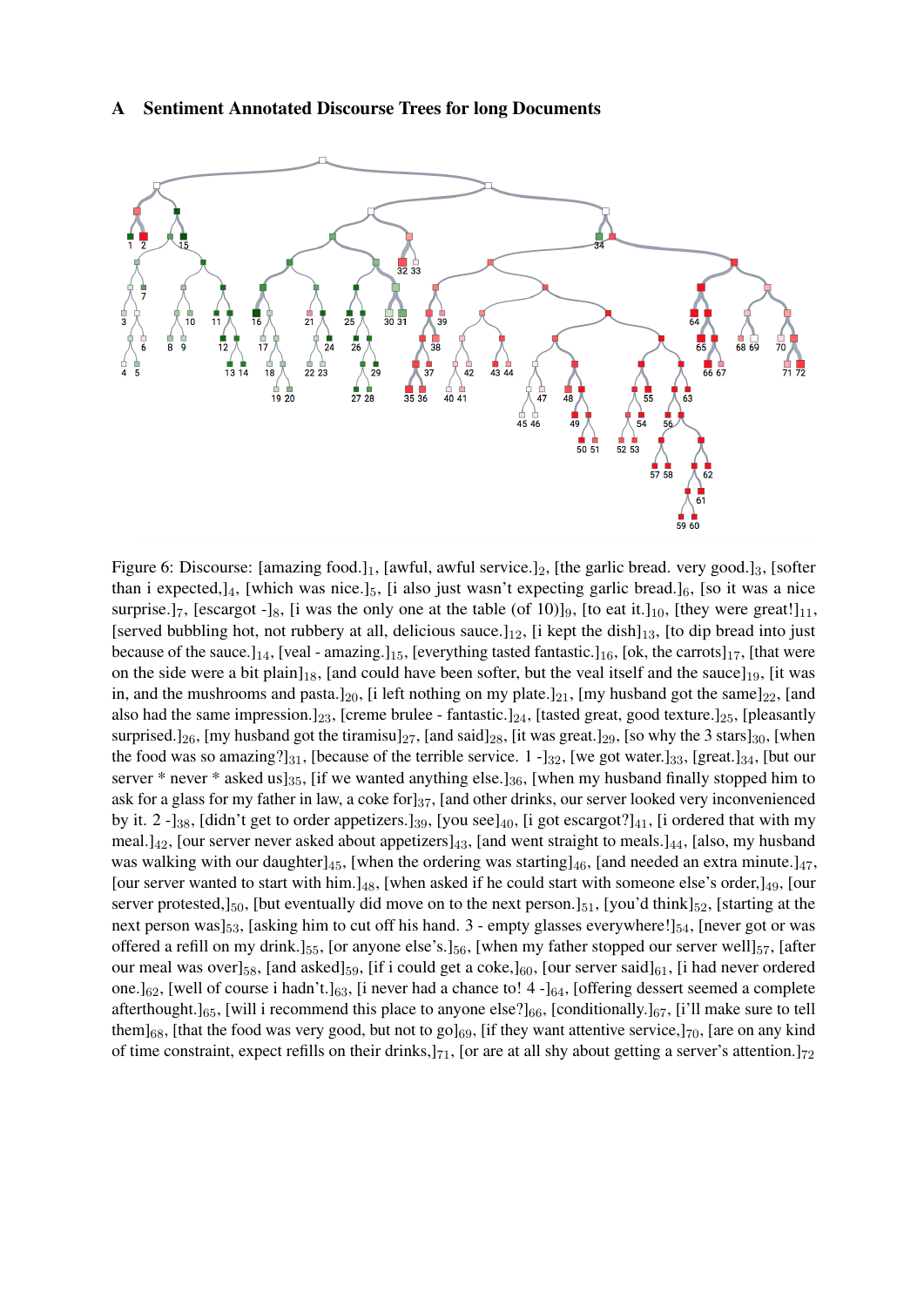## A Sentiment Annotated Discourse Trees for long Documents

1 2 15 7 3 6 4 5 10 8 9 11 12 13 14 16 17 18 19 20 21 24 22 23 25 26 29 27 28 30 31 32 33 34 39 38 37 35 36 42 40 41 43 44 47 45 46 48 49 50 51 55 54 52 53 63 56 57 58 62 61 59 60 64 65 66 67 68 69 70 71 72

Figure 6: Discourse: [amazing food.]$_1$, [awful, awful service.]$_2$, [the garlic bread. very good.]$_3$, [softer than i expected,]$_4$, [which was nice.]$_5$, [i also just wasn't expecting garlic bread.]$_6$, [so it was a nice surprise.]$_7$, [escargot -]$_8$, [i was the only one at the table (of 10)]$_9$, [to eat it.]$_{10}$, [they were great!]$_{11}$, [served bubbling hot, not rubbery at all, delicious sauce.]$_{12}$, [i kept the dish]$_{13}$, [to dip bread into just because of the sauce.]$_{14}$, [veal - amazing.]$_{15}$, [everything tasted fantastic.]$_{16}$, [ok, the carrots]$_{17}$, [that were on the side were a bit plain]$_{18}$, [and could have been softer, but the veal itself and the sauce]$_{19}$, [it was in, and the mushrooms and pasta.]$_{20}$, [i left nothing on my plate.]$_{21}$, [my husband got the same]$_{22}$, [and also had the same impression.]$_{23}$, [creme brulee - fantastic.]$_{24}$, [tasted great, good texture.]$_{25}$, [pleasantly surprised.]$_{26}$, [my husband got the tiramisu]$_{27}$, [and said]$_{28}$, [it was great.]$_{29}$, [so why the 3 stars]$_{30}$, [when the food was so amazing?]$_{31}$, [because of the terrible service. 1 -]$_{32}$, [we got water.]$_{33}$, [great.]$_{34}$, [but our server * never * asked us]$_{35}$, [if we wanted anything else.]$_{36}$, [when my husband finally stopped him to ask for a glass for my father in law, a coke for]$_{37}$, [and other drinks, our server looked very inconvenienced by it. 2 -]$_{38}$, [didn't get to order appetizers.]$_{39}$, [you see]$_{40}$, [i got escargot?]$_{41}$, [i ordered that with my meal.]$_{42}$, [our server never asked about appetizers]$_{43}$, [and went straight to meals.]$_{44}$, [also, my husband was walking with our daughter]$_{45}$, [when the ordering was starting]$_{46}$, [and needed an extra minute.]$_{47}$, [our server wanted to start with him.]$_{48}$, [when asked if he could start with someone else's order,]$_{49}$, [our server protested,]$_{50}$, [but eventually did move on to the next person.]$_{51}$, [you'd think]$_{52}$, [starting at the next person was]$_{53}$, [asking him to cut off his hand. 3 - empty glasses everywhere!]$_{54}$, [never got or was offered a refill on my drink.]$_{55}$, [or anyone else's.]$_{56}$, [when my father stopped our server well]$_{57}$, [after our meal was over]$_{58}$, [and asked]$_{59}$, [if i could get a coke,]$_{60}$, [our server said]$_{61}$, [i had never ordered one.]$_{62}$, [well of course i hadn't.]$_{63}$, [i never had a chance to! 4 -]$_{64}$, [offering dessert seemed a complete afterthought.]$_{65}$, [will i recommend this place to anyone else?]$_{66}$, [conditionally.]$_{67}$, [i'll make sure to tell them]$_{68}$, [that the food was very good, but not to go]$_{69}$, [if they want attentive service,]$_{70}$, [are on any kind of time constraint, expect refills on their drinks,]$_{71}$, [or are at all shy about getting a server's attention.]$_{72}$